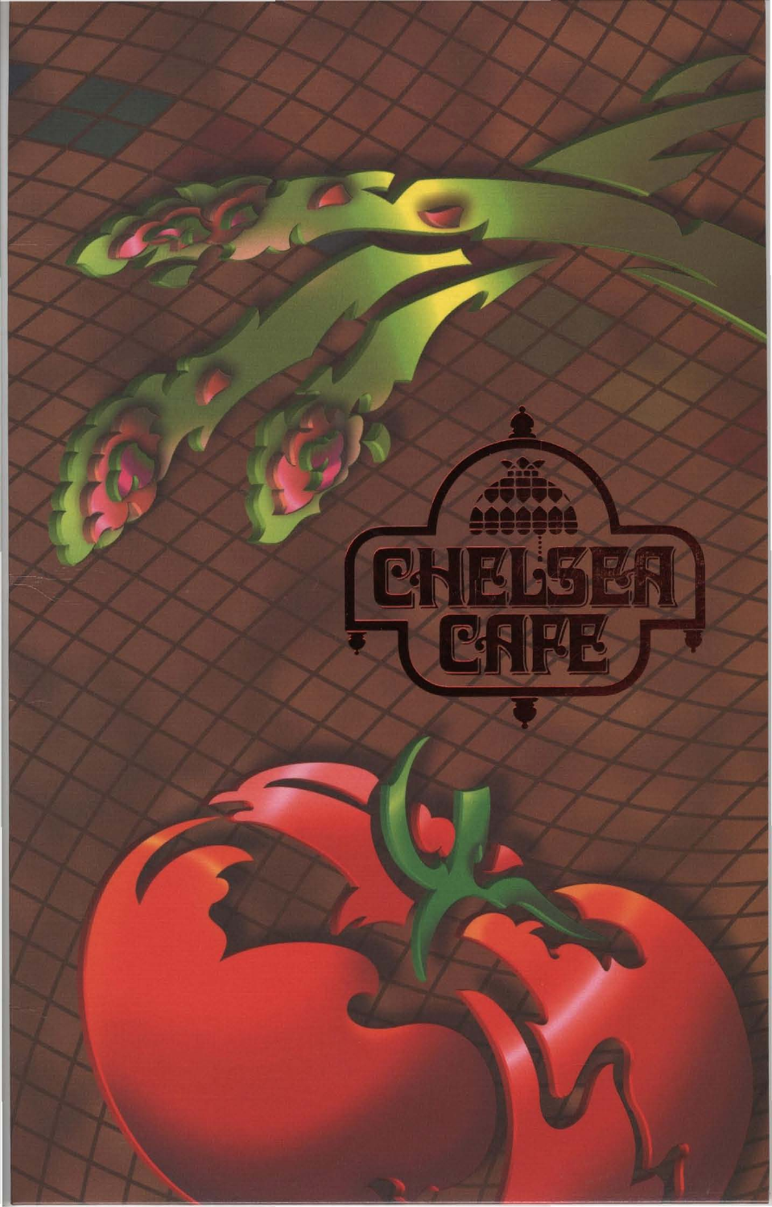# CHELSEA CAFE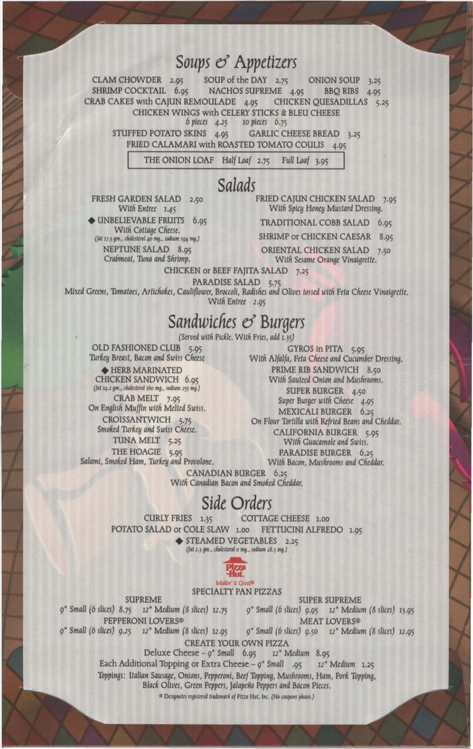## Soups & Appetizers

CLAM CHOWDER 2.95 SOUP of the DAY 2.75 ONION SOUP 3.25

SHRIMP COCKTAIL 6.95 NACHOS SUPREME 4.95 BBQ RIBS 4.95

CRAB CAKES with CAJUN REMOULADE 4.95 CHICKEN QUESADILLAS 5.25

CHICKEN WINGS with CELERY STICKS & BLEU CHEESE
*6 pieces* 4.25 *10 pieces* 6.75

STUFFED POTATO SKINS 4.95 GARLIC CHEESE BREAD 3.25

FRIED CALAMARI with ROASTED TOMATO COULIS 4.95

THE ONION LOAF *Half Loaf* 2.75 *Full Loaf* 3.95

## Salads

FRESH GARDEN SALAD 2.50
*With Entree* 1.45

◆ UNBELIEVABLE FRUITS 6.95
*With Cottage Cheese.*
*(fat 17.3 gm., cholesterol 40 mg., sodium 194 mg.)*

NEPTUNE SALAD 8.95
*Crabmeat, Tuna and Shrimp.*

FRIED CAJUN CHICKEN SALAD 7.95
*With Spicy Honey Mustard Dressing.*

TRADITIONAL COBB SALAD 6.95

SHRIMP or CHICKEN CAESAR 8.95

ORIENTAL CHICKEN SALAD 7.50
*With Sesame Orange Vinaigrette.*

CHICKEN or BEEF FAJITA SALAD 7.25

PARADISE SALAD 5.75
*Mixed Greens, Tomatoes, Artichokes, Cauliflower, Broccoli, Radishes and Olives tossed with Feta Cheese Vinaigrette.*
*With Entree* 2.95

## Sandwiches & Burgers

*(Served with Pickle. With Fries, add 1.35)*

OLD FASHIONED CLUB 5.95
*Turkey Breast, Bacon and Swiss Cheese*

◆ HERB MARINATED CHICKEN SANDWICH 6.95
*(fat 14.2 gm., cholesterol 160 mg., sodium 255 mg.)*

CRAB MELT 7.95
*On English Muffin with Melted Swiss.*

CROISSANTWICH 5.75
*Smoked Turkey and Swiss Cheese.*

TUNA MELT 5.25

THE HOAGIE 5.95
*Salami, Smoked Ham, Turkey and Provolone.*

GYROS in PITA 5.95
*With Alfalfa, Feta Cheese and Cucumber Dressing.*

PRIME RIB SANDWICH 8.50
*With Sauteed Onion and Mushrooms.*

SUPER BURGER 4.50
*Super Burger with Cheese* 4.95

MEXICALI BURGER 6.25
*On Flour Tortilla with Refried Beans and Cheddar.*

CALIFORNIA BURGER 5.95
*With Guacamole and Swiss.*

PARADISE BURGER 6.25
*With Bacon, Mushrooms and Cheddar.*

CANADIAN BURGER 6.25
*With Canadian Bacon and Smoked Cheddar.*

## Side Orders

CURLY FRIES 1.35 COTTAGE CHEESE 1.00

POTATO SALAD or COLE SLAW 1.00 FETTUCINI ALFREDO 1.95

◆ STEAMED VEGETABLES 2.25
*(fat 2.3 gm., cholesterol 0 mg., sodium 28.5 mg.)*

Pizza Hut. *Makin' it Great®*

### SPECIALTY PAN PIZZAS

SUPREME
*9" Small (6 slices)* 8.75 *12" Medium (8 slices)* 12.75

SUPER SUPREME
*9" Small (6 slices)* 9.95 *12" Medium (8 slices)* 13.95

PEPPERONI LOVERS®
*9" Small (6 slices)* 9.25 *12" Medium (8 slices)* 12.95

MEAT LOVERS®
*9" Small (6 slices)* 9.50 *12" Medium (8 slices)* 12.95

CREATE YOUR OWN PIZZA
Deluxe Cheese – *9" Small* 6.95 *12" Medium* 8.95

Each Additional Topping or Extra Cheese – *9" Small* .95 *12" Medium* 1.25

*Toppings: Italian Sausage, Onions, Pepperoni, Beef Topping, Mushrooms, Ham, Pork Topping, Black Olives, Green Peppers, Jalapeño Peppers and Bacon Pieces.*

*® Designates registered trademark of Pizza Hut, Inc. (No coupons please.)*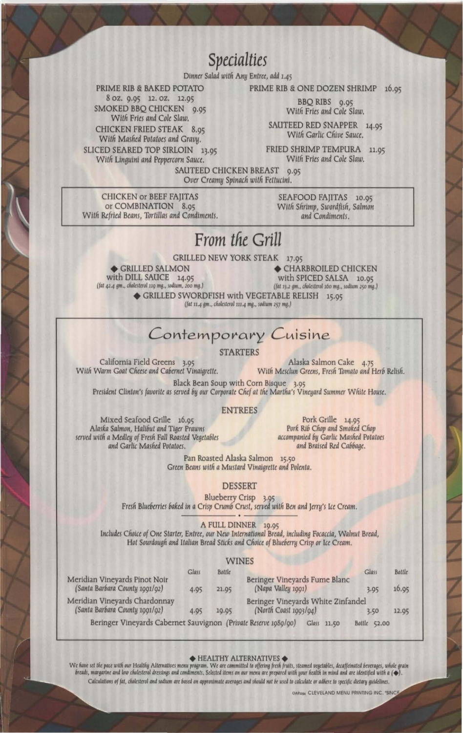# Specialties

*Dinner Salad with Any Entree, add 1.45*

PRIME RIB & BAKED POTATO
8 oz. 9.95 12. oz. 12.95

SMOKED BBQ CHICKEN 9.95
*With Fries and Cole Slaw.*

CHICKEN FRIED STEAK 8.95
*With Mashed Potatoes and Gravy.*

SLICED SEARED TOP SIRLOIN 13.95
*With Linguini and Peppercorn Sauce.*

PRIME RIB & ONE DOZEN SHRIMP 16.95

BBQ RIBS 9.95
*With Fries and Cole Slaw.*

SAUTEED RED SNAPPER 14.95
*With Garlic Chive Sauce.*

FRIED SHRIMP TEMPURA 11.95
*With Fries and Cole Slaw.*

SAUTEED CHICKEN BREAST 9.95
*Over Creamy Spinach with Fettucini.*

CHICKEN or BEEF FAJITAS or COMBINATION 8.95
*With Refried Beans, Tortillas and Condiments.*

SEAFOOD FAJITAS 10.95
*With Shrimp, Swordfish, Salmon and Condiments.*

# From the Grill

GRILLED NEW YORK STEAK 17.95

◆ GRILLED SALMON with DILL SAUCE 14.95
*(fat 42.4 gm., cholesterol 119 mg., sodium, 200 mg.)*

◆ CHARBROILED CHICKEN with SPICED SALSA 10.95
*(fat 13.2 gm., cholesterol 160 mg., sodium 250 mg.)*

◆ GRILLED SWORDFISH with VEGETABLE RELISH 15.95
*(fat 11.4 gm., cholesterol 111.4 mg., sodium 257 mg.)*

# Contemporary Cuisine

## STARTERS

California Field Greens 3.95
*With Warm Goat Cheese and Cabernet Vinaigrette.*

Alaska Salmon Cake 4.75
*With Mesclun Greens, Fresh Tomato and Herb Relish.*

Black Bean Soup with Corn Bisque 3.95
*President Clinton's favorite as served by our Corporate Chef at the Martha's Vineyard Summer White House.*

## ENTREES

Mixed Seafood Grille 16.95
*Alaska Salmon, Halibut and Tiger Prawns served with a Medley of Fresh Fall Roasted Vegetables and Garlic Mashed Potatoes.*

Pork Grille 14.95
*Pork Rib Chop and Smoked Chop accompanied by Garlic Mashed Potatoes and Braised Red Cabbage.*

Pan Roasted Alaska Salmon 15.50
*Green Beans with a Mustard Vinaigrette and Polenta.*

## DESSERT

Blueberry Crisp 3.95
*Fresh Blueberries baked in a Crisp Crumb Crust, served with Ben and Jerry's Ice Cream.*

A FULL DINNER 19.95
*Includes Choice of One Starter, Entree, our New International Bread, including Focaccia, Walnut Bread, Hot Sourdough and Italian Bread Sticks and Choice of Blueberry Crisp or Ice Cream.*

## WINES

| | Glass | Bottle |
|---|---|---|
| Meridian Vineyards Pinot Noir *(Santa Barbara County 1991/92)* | 4.95 | 21.95 |
| Meridian Vineyards Chardonnay *(Santa Barbara County 1991/92)* | 4.95 | 19.95 |
| Beringer Vineyards Fume Blanc *(Napa Valley 1991)* | 3.95 | 16.95 |
| Beringer Vineyards White Zinfandel *(North Coast 1993/94)* | 3.50 | 12.95 |
| Beringer Vineyards Cabernet Sauvignon *(Private Reserve 1989/90)* | 11.50 | 52.00 |

◆ HEALTHY ALTERNATIVES ◆

*We have set the pace with our Healthy Alternatives menu program. We are committed to offering fresh fruits, steamed vegetables, decaffeinated beverages, whole grain breads, margarine and low cholesterol dressings and condiments. Selected items on our menu are prepared with your health in mind and are identified with a (◆).*

*Calculations of fat, cholesterol and sodium are based on approximate averages and should not be used to calculate or adhere to specific dietary guidelines.*

OAP1194 CLEVELAND MENU PRINTING INC. "SINCE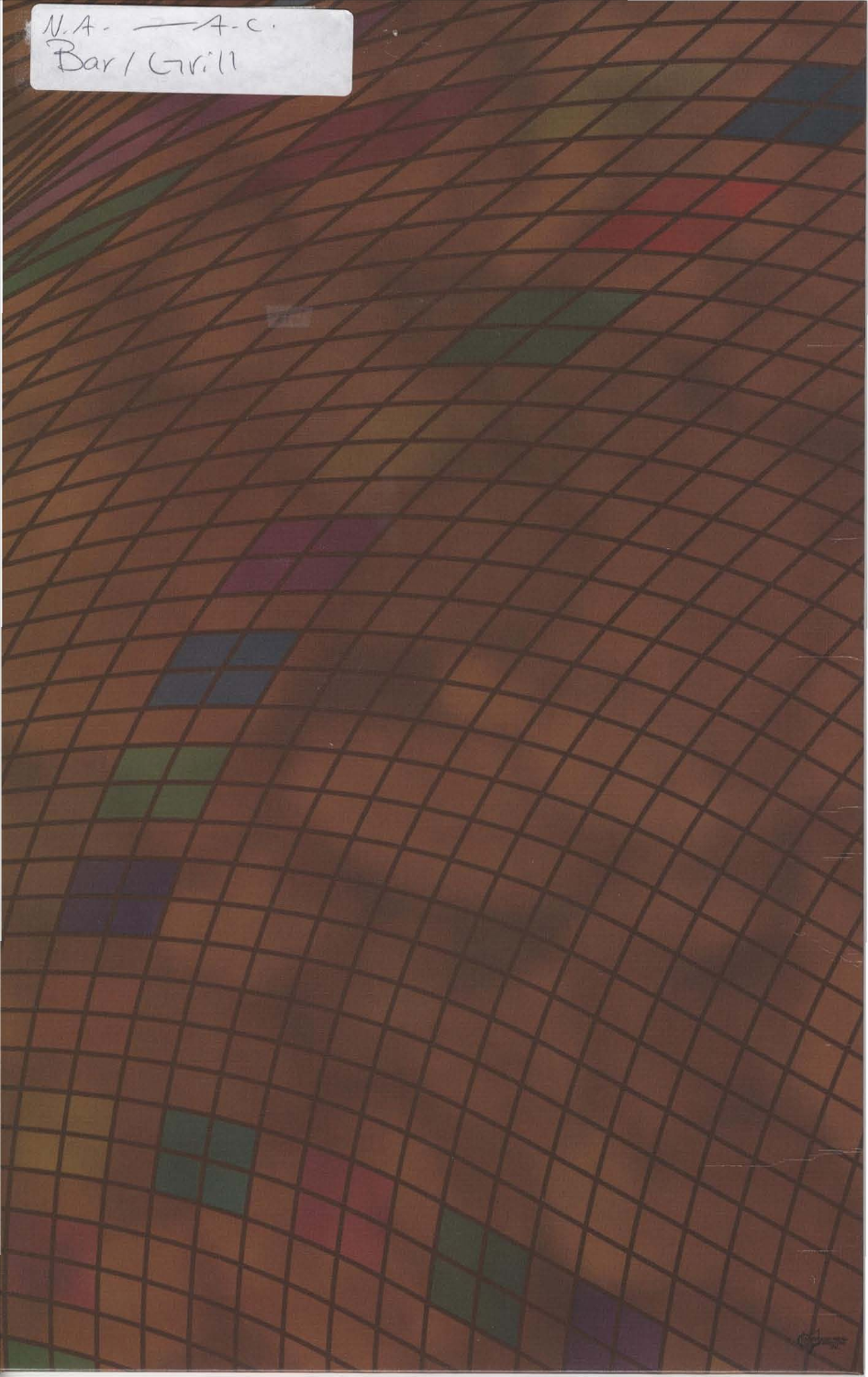N.A. — A.C.
Bar / Grill